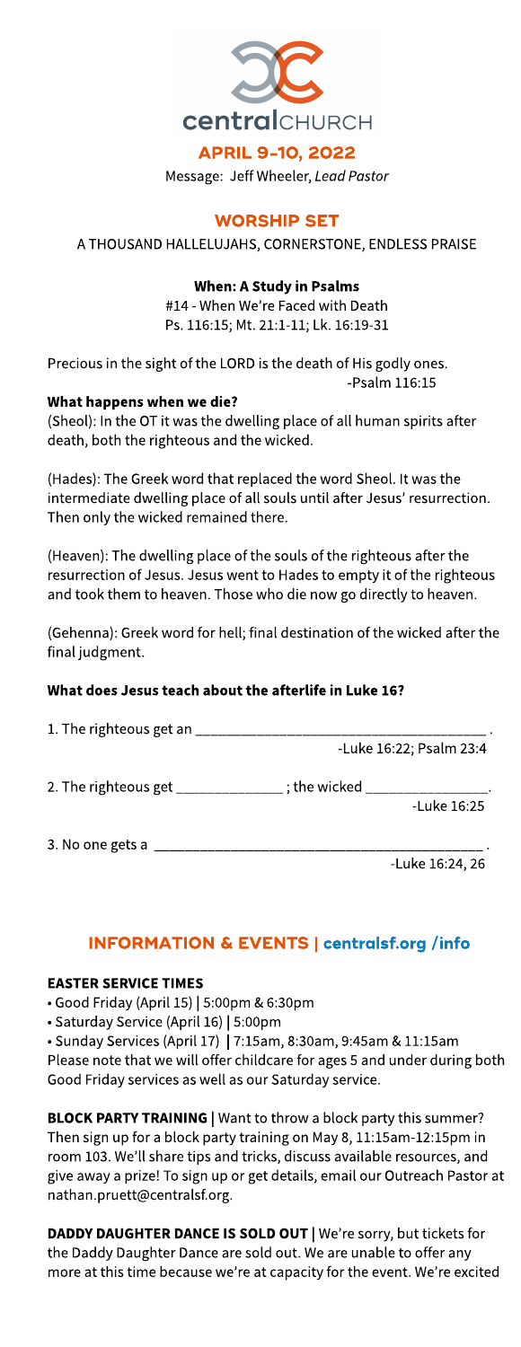centralCHURCH

## APRIL 9-10, 2022

Message: Jeff Wheeler, *Lead Pastor*

## WORSHIP SET

A THOUSAND HALLELUJAHS, CORNERSTONE, ENDLESS PRAISE

### When: A Study in Psalms

#14 - When We're Faced with Death
Ps. 116:15; Mt. 21:1-11; Lk. 16:19-31

Precious in the sight of the LORD is the death of His godly ones.
-Psalm 116:15

**What happens when we die?**

(Sheol): In the OT it was the dwelling place of all human spirits after death, both the righteous and the wicked.

(Hades): The Greek word that replaced the word Sheol. It was the intermediate dwelling place of all souls until after Jesus' resurrection. Then only the wicked remained there.

(Heaven): The dwelling place of the souls of the righteous after the resurrection of Jesus. Jesus went to Hades to empty it of the righteous and took them to heaven. Those who die now go directly to heaven.

(Gehenna): Greek word for hell; final destination of the wicked after the final judgment.

**What does Jesus teach about the afterlife in Luke 16?**

1. The righteous get an ____________________________________ .
-Luke 16:22; Psalm 23:4

2. The righteous get ______________ ; the wicked ________________.
-Luke 16:25

3. No one gets a ___________________________________________ .
-Luke 16:24, 26

## INFORMATION & EVENTS | centralsf.org /info

**EASTER SERVICE TIMES**

- Good Friday (April 15) | 5:00pm & 6:30pm
- Saturday Service (April 16) | 5:00pm
- Sunday Services (April 17) | 7:15am, 8:30am, 9:45am & 11:15am

Please note that we will offer childcare for ages 5 and under during both Good Friday services as well as our Saturday service.

**BLOCK PARTY TRAINING** | Want to throw a block party this summer? Then sign up for a block party training on May 8, 11:15am-12:15pm in room 103. We'll share tips and tricks, discuss available resources, and give away a prize! To sign up or get details, email our Outreach Pastor at nathan.pruett@centralsf.org.

**DADDY DAUGHTER DANCE IS SOLD OUT** | We're sorry, but tickets for the Daddy Daughter Dance are sold out. We are unable to offer any more at this time because we're at capacity for the event. We're excited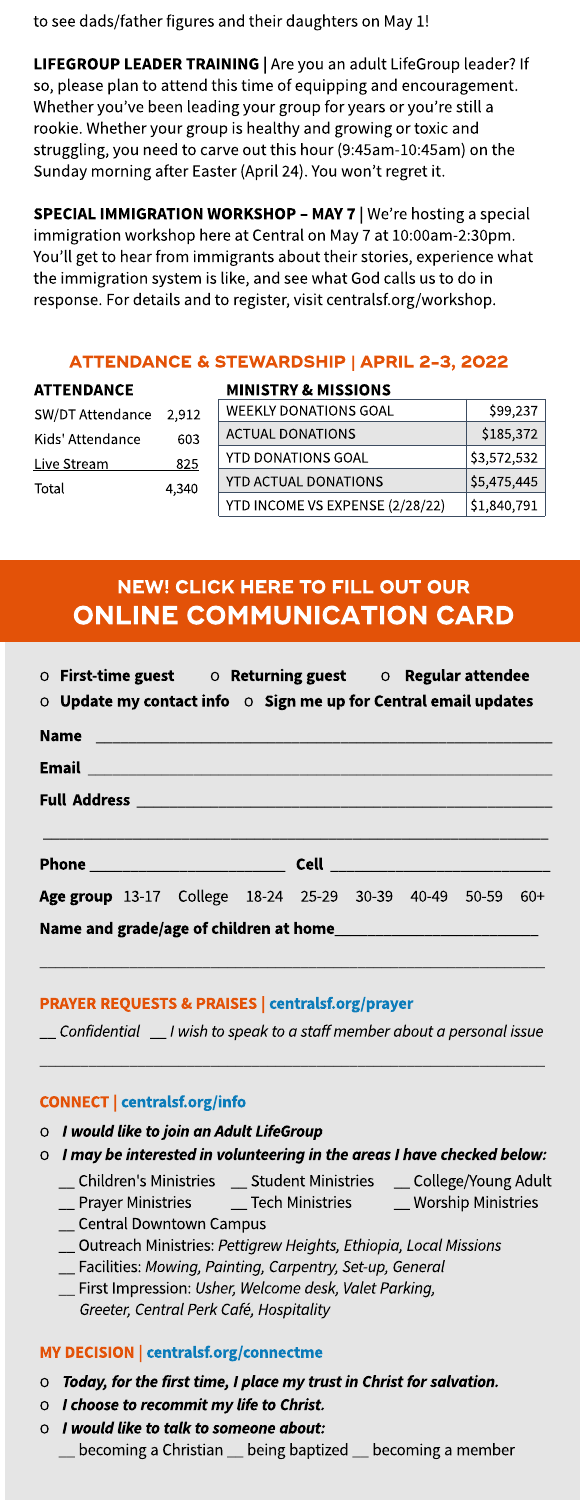to see dads/father figures and their daughters on May 1!

**LIFEGROUP LEADER TRAINING |** Are you an adult LifeGroup leader? If so, please plan to attend this time of equipping and encouragement. Whether you've been leading your group for years or you're still a rookie. Whether your group is healthy and growing or toxic and struggling, you need to carve out this hour (9:45am-10:45am) on the Sunday morning after Easter (April 24). You won't regret it.

**SPECIAL IMMIGRATION WORKSHOP – MAY 7 |** We're hosting a special immigration workshop here at Central on May 7 at 10:00am-2:30pm. You'll get to hear from immigrants about their stories, experience what the immigration system is like, and see what God calls us to do in response. For details and to register, visit centralsf.org/workshop.

## ATTENDANCE & STEWARDSHIP | APRIL 2-3, 2022

**ATTENDANCE**

| | |
|---|---|
| SW/DT Attendance | 2,912 |
| Kids' Attendance | 603 |
| Live Stream | 825 |
| Total | 4,340 |

**MINISTRY & MISSIONS**

| | |
|---|---|
| WEEKLY DONATIONS GOAL | $99,237 |
| ACTUAL DONATIONS | $185,372 |
| YTD DONATIONS GOAL | $3,572,532 |
| YTD ACTUAL DONATIONS | $5,475,445 |
| YTD INCOME VS EXPENSE (2/28/22) | $1,840,791 |

## NEW! CLICK HERE TO FILL OUT OUR ONLINE COMMUNICATION CARD

○ **First-time guest** ○ **Returning guest** ○ **Regular attendee**
○ **Update my contact info** ○ **Sign me up for Central email updates**

**Name** ____________________

**Email** ____________________

**Full Address** ____________________

____________________

**Phone** ____________ **Cell** ____________

**Age group** 13-17 College 18-24 25-29 30-39 40-49 50-59 60+

**Name and grade/age of children at home** ____________

____________________

### PRAYER REQUESTS & PRAISES | centralsf.org/prayer

__ *Confidential* __ *I wish to speak to a staff member about a personal issue*

____________________

### CONNECT | centralsf.org/info

- ○ ***I would like to join an Adult LifeGroup***
- ○ ***I may be interested in volunteering in the areas I have checked below:***
  - __ Children's Ministries __ Student Ministries __ College/Young Adult
  - __ Prayer Ministries __ Tech Ministries __ Worship Ministries
  - __ Central Downtown Campus
  - __ Outreach Ministries: *Pettigrew Heights, Ethiopia, Local Missions*
  - __ Facilities: *Mowing, Painting, Carpentry, Set-up, General*
  - __ First Impression: *Usher, Welcome desk, Valet Parking, Greeter, Central Perk Café, Hospitality*

### MY DECISION | centralsf.org/connectme

- ○ ***Today, for the first time, I place my trust in Christ for salvation.***
- ○ ***I choose to recommit my life to Christ.***
- ○ ***I would like to talk to someone about:***
  __ becoming a Christian __ being baptized __ becoming a member